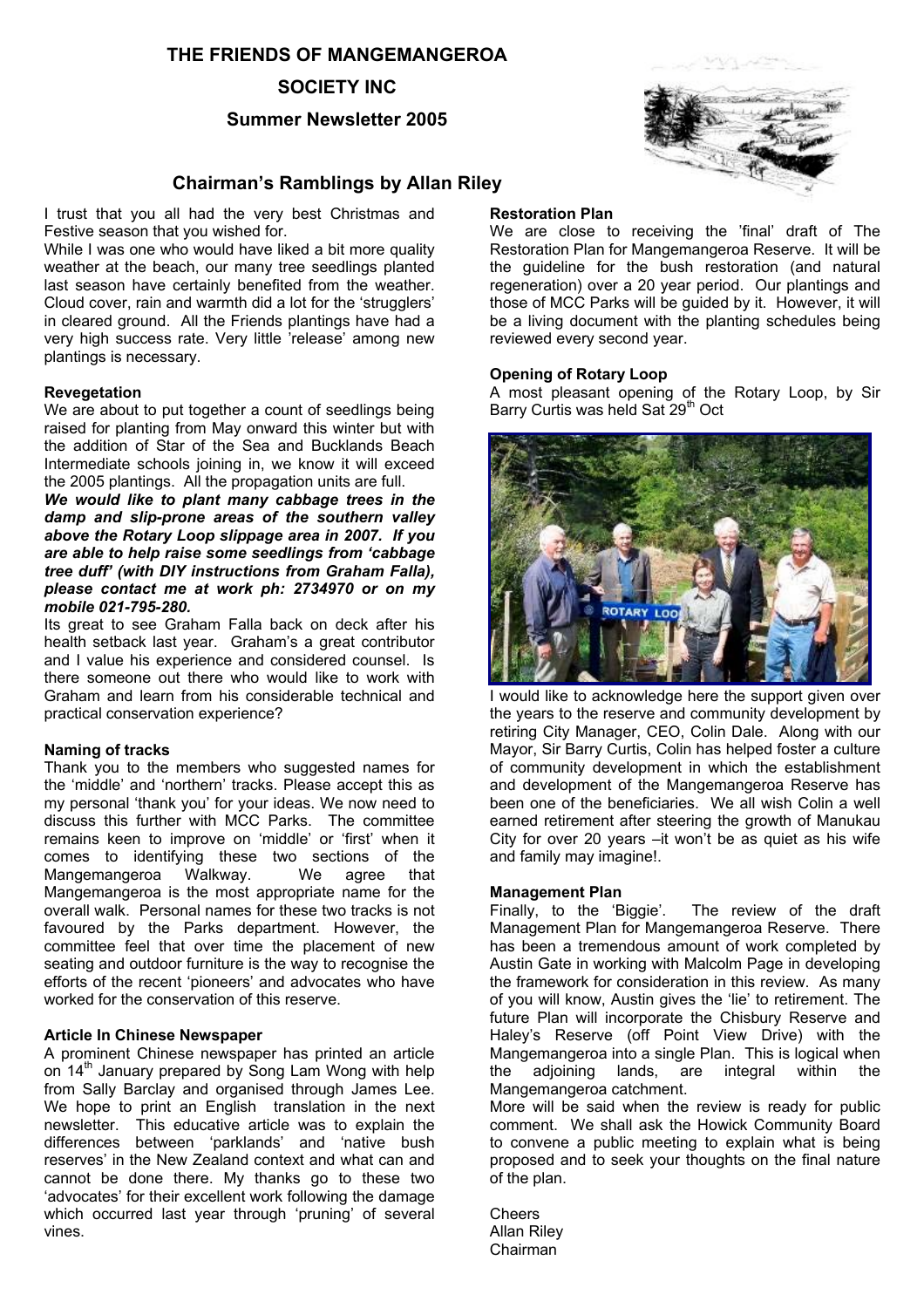# THE FRIENDS OF MANGEMANGEROA

## SOCIETY INC

### Summer Newsletter 2005

## Chairman's Ramblings by Allan Riley

I trust that you all had the very best Christmas and Festive season that you wished for.

While I was one who would have liked a bit more quality weather at the beach, our many tree seedlings planted last season have certainly benefited from the weather. Cloud cover, rain and warmth did a lot for the 'strugglers' in cleared ground. All the Friends plantings have had a very high success rate. Very little 'release' among new plantings is necessary.

### Revegetation

We are about to put together a count of seedlings being raised for planting from May onward this winter but with the addition of Star of the Sea and Bucklands Beach Intermediate schools joining in, we know it will exceed the 2005 plantings. All the propagation units are full.

***We would like to plant many cabbage trees in the damp and slip-prone areas of the southern valley above the Rotary Loop slippage area in 2007. If you are able to help raise some seedlings from 'cabbage tree duff' (with DIY instructions from Graham Falla), please contact me at work ph: 2734970 or on my mobile 021-795-280.***

Its great to see Graham Falla back on deck after his health setback last year. Graham's a great contributor and I value his experience and considered counsel. Is there someone out there who would like to work with Graham and learn from his considerable technical and practical conservation experience?

### Naming of tracks

Thank you to the members who suggested names for the 'middle' and 'northern' tracks. Please accept this as my personal 'thank you' for your ideas. We now need to discuss this further with MCC Parks. The committee remains keen to improve on 'middle' or 'first' when it comes to identifying these two sections of the Mangemangeroa Walkway. We agree that Mangemangeroa is the most appropriate name for the overall walk. Personal names for these two tracks is not favoured by the Parks department. However, the committee feel that over time the placement of new seating and outdoor furniture is the way to recognise the efforts of the recent 'pioneers' and advocates who have worked for the conservation of this reserve.

### Article In Chinese Newspaper

A prominent Chinese newspaper has printed an article on 14th January prepared by Song Lam Wong with help from Sally Barclay and organised through James Lee. We hope to print an English translation in the next newsletter. This educative article was to explain the differences between 'parklands' and 'native bush reserves' in the New Zealand context and what can and cannot be done there. My thanks go to these two 'advocates' for their excellent work following the damage which occurred last year through 'pruning' of several vines.

### Restoration Plan

We are close to receiving the 'final' draft of The Restoration Plan for Mangemangeroa Reserve. It will be the guideline for the bush restoration (and natural regeneration) over a 20 year period. Our plantings and those of MCC Parks will be guided by it. However, it will be a living document with the planting schedules being reviewed every second year.

### Opening of Rotary Loop

A most pleasant opening of the Rotary Loop, by Sir Barry Curtis was held Sat 29th Oct

I would like to acknowledge here the support given over the years to the reserve and community development by retiring City Manager, CEO, Colin Dale. Along with our Mayor, Sir Barry Curtis, Colin has helped foster a culture of community development in which the establishment and development of the Mangemangeroa Reserve has been one of the beneficiaries. We all wish Colin a well earned retirement after steering the growth of Manukau City for over 20 years –it won't be as quiet as his wife and family may imagine!.

### Management Plan

Finally, to the 'Biggie'. The review of the draft Management Plan for Mangemangeroa Reserve. There has been a tremendous amount of work completed by Austin Gate in working with Malcolm Page in developing the framework for consideration in this review. As many of you will know, Austin gives the 'lie' to retirement. The future Plan will incorporate the Chisbury Reserve and Haley's Reserve (off Point View Drive) with the Mangemangeroa into a single Plan. This is logical when the adjoining lands, are integral within the Mangemangeroa catchment.

More will be said when the review is ready for public comment. We shall ask the Howick Community Board to convene a public meeting to explain what is being proposed and to seek your thoughts on the final nature of the plan.

Cheers
Allan Riley
Chairman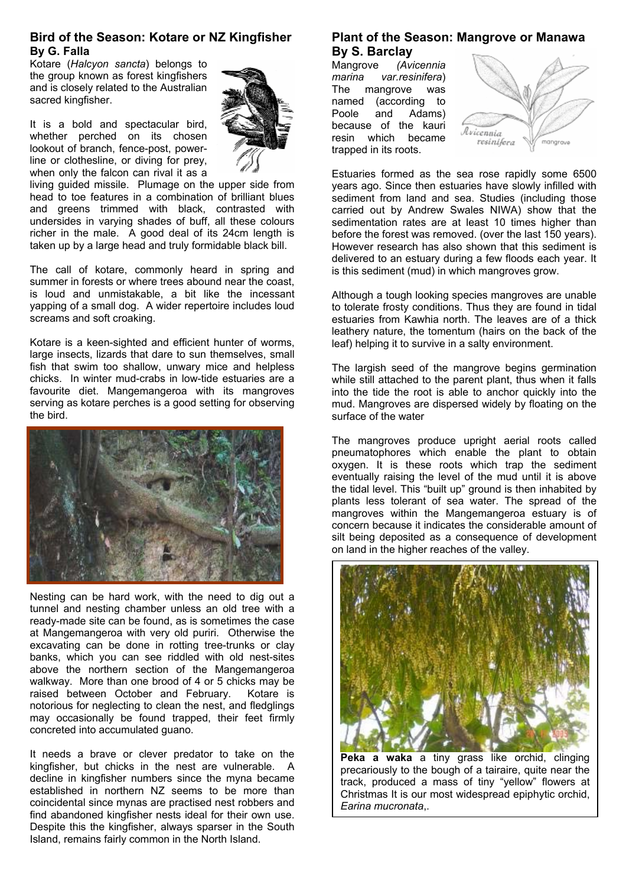## Bird of the Season: Kotare or NZ Kingfisher

**By G. Falla**

Kotare (*Halcyon sancta*) belongs to the group known as forest kingfishers and is closely related to the Australian sacred kingfisher.

It is a bold and spectacular bird, whether perched on its chosen lookout of branch, fence-post, power-line or clothesline, or diving for prey, when only the falcon can rival it as a living guided missile. Plumage on the upper side from head to toe features in a combination of brilliant blues and greens trimmed with black, contrasted with undersides in varying shades of buff, all these colours richer in the male. A good deal of its 24cm length is taken up by a large head and truly formidable black bill.

The call of kotare, commonly heard in spring and summer in forests or where trees abound near the coast, is loud and unmistakable, a bit like the incessant yapping of a small dog. A wider repertoire includes loud screams and soft croaking.

Kotare is a keen-sighted and efficient hunter of worms, large insects, lizards that dare to sun themselves, small fish that swim too shallow, unwary mice and helpless chicks. In winter mud-crabs in low-tide estuaries are a favourite diet. Mangemangeroa with its mangroves serving as kotare perches is a good setting for observing the bird.

Nesting can be hard work, with the need to dig out a tunnel and nesting chamber unless an old tree with a ready-made site can be found, as is sometimes the case at Mangemangeroa with very old puriri. Otherwise the excavating can be done in rotting tree-trunks or clay banks, which you can see riddled with old nest-sites above the northern section of the Mangemangeroa walkway. More than one brood of 4 or 5 chicks may be raised between October and February. Kotare is notorious for neglecting to clean the nest, and fledglings may occasionally be found trapped, their feet firmly concreted into accumulated guano.

It needs a brave or clever predator to take on the kingfisher, but chicks in the nest are vulnerable. A decline in kingfisher numbers since the myna became established in northern NZ seems to be more than coincidental since mynas are practised nest robbers and find abandoned kingfisher nests ideal for their own use. Despite this the kingfisher, always sparser in the South Island, remains fairly common in the North Island.

## Plant of the Season: Mangrove or Manawa

**By S. Barclay**

Mangrove *(Avicennia marina var.resinifera)* The mangrove was named (according to Poole and Adams) because of the kauri resin which became trapped in its roots.

Estuaries formed as the sea rose rapidly some 6500 years ago. Since then estuaries have slowly infilled with sediment from land and sea. Studies (including those carried out by Andrew Swales NIWA) show that the sedimentation rates are at least 10 times higher than before the forest was removed. (over the last 150 years). However research has also shown that this sediment is delivered to an estuary during a few floods each year. It is this sediment (mud) in which mangroves grow.

Although a tough looking species mangroves are unable to tolerate frosty conditions. Thus they are found in tidal estuaries from Kawhia north. The leaves are of a thick leathery nature, the tomentum (hairs on the back of the leaf) helping it to survive in a salty environment.

The largish seed of the mangrove begins germination while still attached to the parent plant, thus when it falls into the tide the root is able to anchor quickly into the mud. Mangroves are dispersed widely by floating on the surface of the water

The mangroves produce upright aerial roots called pneumatophores which enable the plant to obtain oxygen. It is these roots which trap the sediment eventually raising the level of the mud until it is above the tidal level. This "built up" ground is then inhabited by plants less tolerant of sea water. The spread of the mangroves within the Mangemangeroa estuary is of concern because it indicates the considerable amount of silt being deposited as a consequence of development on land in the higher reaches of the valley.

**Peka a waka** a tiny grass like orchid, clinging precariously to the bough of a tairaire, quite near the track, produced a mass of tiny "yellow" flowers at Christmas It is our most widespread epiphytic orchid, *Earina mucronata*,.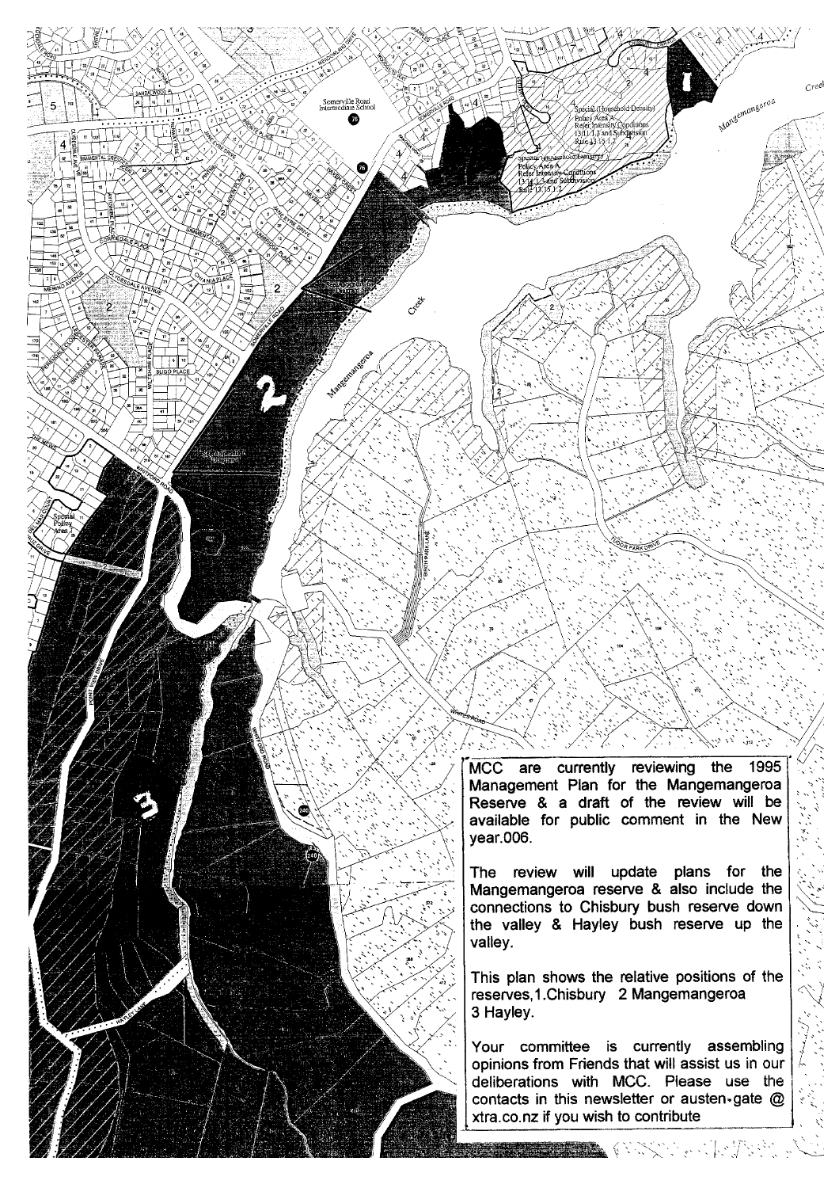MCC are currently reviewing the 1995 Management Plan for the Mangemangeroa Reserve & a draft of the review will be available for public comment in the New year.006.

The review will update plans for the Mangemangeroa reserve & also include the connections to Chisbury bush reserve down the valley & Hayley bush reserve up the valley.

This plan shows the relative positions of the reserves, 1.Chisbury 2 Mangemangeroa 3 Hayley.

Your committee is currently assembling opinions from Friends that will assist us in our deliberations with MCC. Please use the contacts in this newsletter or austen.gate @ xtra.co.nz if you wish to contribute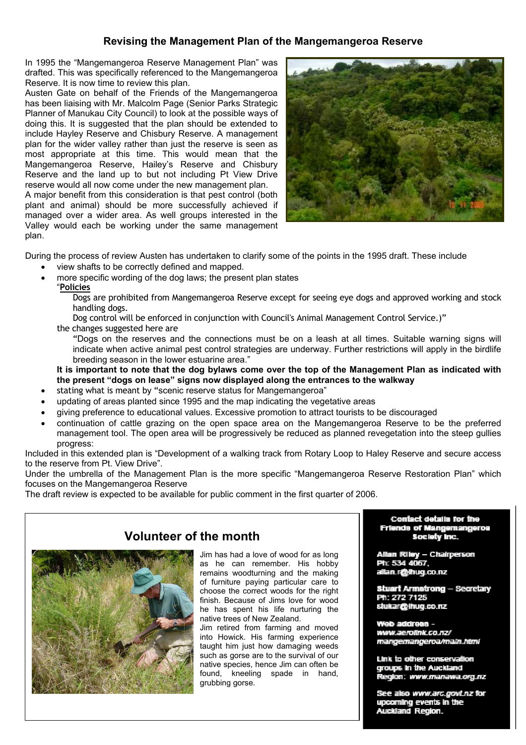## Revising the Management Plan of the Mangemangeroa Reserve

In 1995 the "Mangemangeroa Reserve Management Plan" was drafted. This was specifically referenced to the Mangemangeroa Reserve. It is now time to review this plan.

Austen Gate on behalf of the Friends of the Mangemangeroa has been liaising with Mr. Malcolm Page (Senior Parks Strategic Planner of Manukau City Council) to look at the possible ways of doing this. It is suggested that the plan should be extended to include Hayley Reserve and Chisbury Reserve. A management plan for the wider valley rather than just the reserve is seen as most appropriate at this time. This would mean that the Mangemangeroa Reserve, Hailey's Reserve and Chisbury Reserve and the land up to but not including Pt View Drive reserve would all now come under the new management plan.

A major benefit from this consideration is that pest control (both plant and animal) should be more successfully achieved if managed over a wider area. As well groups interested in the Valley would each be working under the same management plan.

During the process of review Austen has undertaken to clarify some of the points in the 1995 draft. These include

- view shafts to be correctly defined and mapped.
- more specific wording of the dog laws; the present plan states

  "**Policies**

  Dogs are prohibited from Mangemangeroa Reserve except for seeing eye dogs and approved working and stock handling dogs.

  Dog control will be enforced in conjunction with Council's Animal Management Control Service.)"

  the changes suggested here are

  "Dogs on the reserves and the connections must be on a leash at all times. Suitable warning signs will indicate when active animal pest control strategies are underway. Further restrictions will apply in the birdlife breeding season in the lower estuarine area."

  **It is important to note that the dog bylaws come over the top of the Management Plan as indicated with the present "dogs on lease" signs now displayed along the entrances to the walkway**
- stating what is meant by "scenic reserve status for Mangemangeroa"
- updating of areas planted since 1995 and the map indicating the vegetative areas
- giving preference to educational values. Excessive promotion to attract tourists to be discouraged
- continuation of cattle grazing on the open space area on the Mangemangeroa Reserve to be the preferred management tool. The open area will be progressively be reduced as planned revegetation into the steep gullies progress:

Included in this extended plan is "Development of a walking track from Rotary Loop to Haley Reserve and secure access to the reserve from Pt. View Drive".

Under the umbrella of the Management Plan is the more specific "Mangemangeroa Reserve Restoration Plan" which focuses on the Mangemangeroa Reserve

The draft review is expected to be available for public comment in the first quarter of 2006.

## Volunteer of the month

Jim has had a love of wood for as long as he can remember. His hobby remains woodturning and the making of furniture paying particular care to choose the correct woods for the right finish. Because of Jims love for wood he has spent his life nurturing the native trees of New Zealand.

Jim retired from farming and moved into Howick. His farming experience taught him just how damaging weeds such as gorse are to the survival of our native species, hence Jim can often be found, kneeling spade in hand, grubbing gorse.

**Contact details for the Friends of Mangemangeroa Society Inc.**

**Allan Riley** – Chairperson
Ph: 534 4067,
allan.r@ihug.co.nz

**Stuart Armstrong** – Secretary
Ph: 272 7125
stukar@ihug.co.nz

Web address –
www.aerolink.co.nz/mangemangeroa/main.html

Link to other conservation groups in the Auckland Region: www.manawa.org.nz

See also www.arc.govt.nz for upcoming events in the Auckland Region.